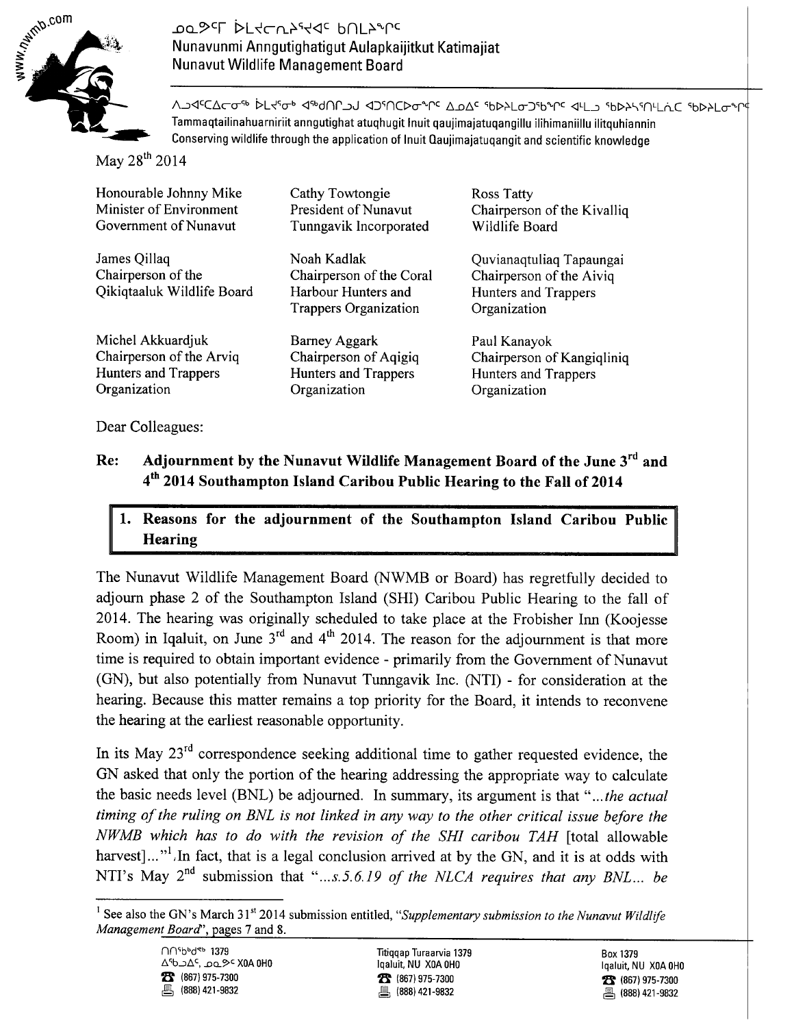ᓄᓇᕗᒥ ᐆᒪᔪᓕᕆᔨᒃᑯᑦ ᑲᑎᒪᔨᖏᑦ
Nunavunmi Anngutighatigut Aulapkaijitkut Katimajiat
Nunavut Wildlife Management Board

ᐱᓗᐊᙵᐃᓂᖅ ᐆᒪᔪᓂᒃ ᐊᑐᕐᓂᕐᒧᑦ ᐊᑐᖅᑕᐅᓂᖏᑦ ᐃᓄᐃᑦ ᖃᐅᔨᒪᔭᑐᖃᖏᑦ ᐊᒻᒪᓗ ᖃᐅᔨᓴᖅᑎᓕᒫᑦ ᖃᐅᔨᒪᓂᖏᑦ
Tammaqtailinahuarniriit anngutighat atuqhugit Inuit qaujimajatuqangillu ilihimaniillu ilitquhiannin
Conserving wildlife through the application of Inuit Qaujimajatuqangit and scientific knowledge

May 28th 2014

Honourable Johnny Mike
Minister of Environment
Government of Nunavut

Cathy Towtongie
President of Nunavut
Tunngavik Incorporated

Ross Tatty
Chairperson of the Kivalliq
Wildlife Board

James Qillaq
Chairperson of the
Qikiqtaaluk Wildlife Board

Noah Kadlak
Chairperson of the Coral
Harbour Hunters and
Trappers Organization

Quvianaqtuliaq Tapaungai
Chairperson of the Aiviq
Hunters and Trappers
Organization

Michel Akkuardjuk
Chairperson of the Arviq
Hunters and Trappers
Organization

Barney Aggark
Chairperson of Aqigiq
Hunters and Trappers
Organization

Paul Kanayok
Chairperson of Kangiqliniq
Hunters and Trappers
Organization

Dear Colleagues:

**Re: Adjournment by the Nunavut Wildlife Management Board of the June 3rd and 4th 2014 Southampton Island Caribou Public Hearing to the Fall of 2014**

## 1. Reasons for the adjournment of the Southampton Island Caribou Public Hearing

The Nunavut Wildlife Management Board (NWMB or Board) has regretfully decided to adjourn phase 2 of the Southampton Island (SHI) Caribou Public Hearing to the fall of 2014. The hearing was originally scheduled to take place at the Frobisher Inn (Koojesse Room) in Iqaluit, on June 3rd and 4th 2014. The reason for the adjournment is that more time is required to obtain important evidence - primarily from the Government of Nunavut (GN), but also potentially from Nunavut Tunngavik Inc. (NTI) - for consideration at the hearing. Because this matter remains a top priority for the Board, it intends to reconvene the hearing at the earliest reasonable opportunity.

In its May 23rd correspondence seeking additional time to gather requested evidence, the GN asked that only the portion of the hearing addressing the appropriate way to calculate the basic needs level (BNL) be adjourned. In summary, its argument is that "*...the actual timing of the ruling on BNL is not linked in any way to the other critical issue before the NWMB which has to do with the revision of the SHI caribou TAH* [total allowable harvest]*...*"[1]. In fact, that is a legal conclusion arrived at by the GN, and it is at odds with NTI's May 2nd submission that "*...s.5.6.19 of the NLCA requires that any BNL... be*

[1] See also the GN's March 31st 2014 submission entitled, "*Supplementary submission to the Nunavut Wildlife Management Board*", pages 7 and 8.

ᑎᑎᖅᑲᒃᑯᕐᕕᒃ 1379
ᐃᖃᓗᐃᑦ, ᓄᓇᕗᑦ X0A 0H0
(867) 975-7300
(888) 421-9832

Titiqqap Turaarvia 1379
Iqaluit, NU X0A 0H0
(867) 975-7300
(888) 421-9832

Box 1379
Iqaluit, NU X0A 0H0
(867) 975-7300
(888) 421-9832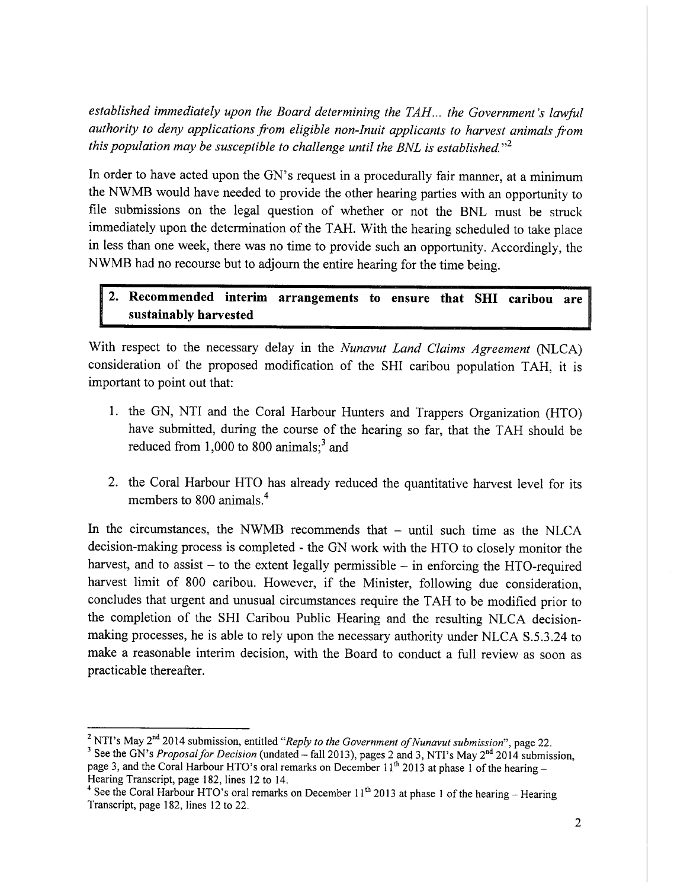*established immediately upon the Board determining the TAH... the Government's lawful authority to deny applications from eligible non-Inuit applicants to harvest animals from this population may be susceptible to challenge until the BNL is established.*"[2]

In order to have acted upon the GN's request in a procedurally fair manner, at a minimum the NWMB would have needed to provide the other hearing parties with an opportunity to file submissions on the legal question of whether or not the BNL must be struck immediately upon the determination of the TAH. With the hearing scheduled to take place in less than one week, there was no time to provide such an opportunity. Accordingly, the NWMB had no recourse but to adjourn the entire hearing for the time being.

## 2. Recommended interim arrangements to ensure that SHI caribou are sustainably harvested

With respect to the necessary delay in the *Nunavut Land Claims Agreement* (NLCA) consideration of the proposed modification of the SHI caribou population TAH, it is important to point out that:

1. the GN, NTI and the Coral Harbour Hunters and Trappers Organization (HTO) have submitted, during the course of the hearing so far, that the TAH should be reduced from 1,000 to 800 animals;[3] and

2. the Coral Harbour HTO has already reduced the quantitative harvest level for its members to 800 animals.[4]

In the circumstances, the NWMB recommends that – until such time as the NLCA decision-making process is completed - the GN work with the HTO to closely monitor the harvest, and to assist – to the extent legally permissible – in enforcing the HTO-required harvest limit of 800 caribou. However, if the Minister, following due consideration, concludes that urgent and unusual circumstances require the TAH to be modified prior to the completion of the SHI Caribou Public Hearing and the resulting NLCA decision-making processes, he is able to rely upon the necessary authority under NLCA S.5.3.24 to make a reasonable interim decision, with the Board to conduct a full review as soon as practicable thereafter.

---

[2] NTI's May 2nd 2014 submission, entitled "*Reply to the Government of Nunavut submission*", page 22.

[3] See the GN's *Proposal for Decision* (undated – fall 2013), pages 2 and 3, NTI's May 2nd 2014 submission, page 3, and the Coral Harbour HTO's oral remarks on December 11th 2013 at phase 1 of the hearing – Hearing Transcript, page 182, lines 12 to 14.

[4] See the Coral Harbour HTO's oral remarks on December 11th 2013 at phase 1 of the hearing – Hearing Transcript, page 182, lines 12 to 22.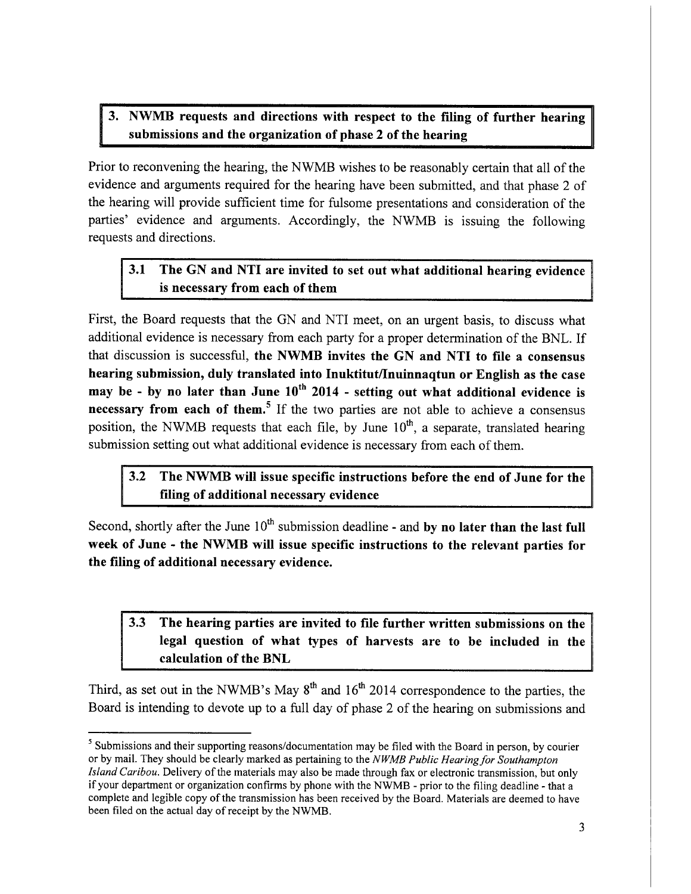## 3. NWMB requests and directions with respect to the filing of further hearing submissions and the organization of phase 2 of the hearing

Prior to reconvening the hearing, the NWMB wishes to be reasonably certain that all of the evidence and arguments required for the hearing have been submitted, and that phase 2 of the hearing will provide sufficient time for fulsome presentations and consideration of the parties' evidence and arguments. Accordingly, the NWMB is issuing the following requests and directions.

### 3.1 The GN and NTI are invited to set out what additional hearing evidence is necessary from each of them

First, the Board requests that the GN and NTI meet, on an urgent basis, to discuss what additional evidence is necessary from each party for a proper determination of the BNL. If that discussion is successful, **the NWMB invites the GN and NTI to file a consensus hearing submission, duly translated into Inuktitut/Inuinnaqtun or English as the case may be - by no later than June 10th 2014 - setting out what additional evidence is necessary from each of them.**[5] If the two parties are not able to achieve a consensus position, the NWMB requests that each file, by June 10th, a separate, translated hearing submission setting out what additional evidence is necessary from each of them.

### 3.2 The NWMB will issue specific instructions before the end of June for the filing of additional necessary evidence

Second, shortly after the June 10th submission deadline - and **by no later than the last full week of June - the NWMB will issue specific instructions to the relevant parties for the filing of additional necessary evidence.**

### 3.3 The hearing parties are invited to file further written submissions on the legal question of what types of harvests are to be included in the calculation of the BNL

Third, as set out in the NWMB's May 8th and 16th 2014 correspondence to the parties, the Board is intending to devote up to a full day of phase 2 of the hearing on submissions and

---

[5] Submissions and their supporting reasons/documentation may be filed with the Board in person, by courier or by mail. They should be clearly marked as pertaining to the *NWMB Public Hearing for Southampton Island Caribou*. Delivery of the materials may also be made through fax or electronic transmission, but only if your department or organization confirms by phone with the NWMB - prior to the filing deadline - that a complete and legible copy of the transmission has been received by the Board. Materials are deemed to have been filed on the actual day of receipt by the NWMB.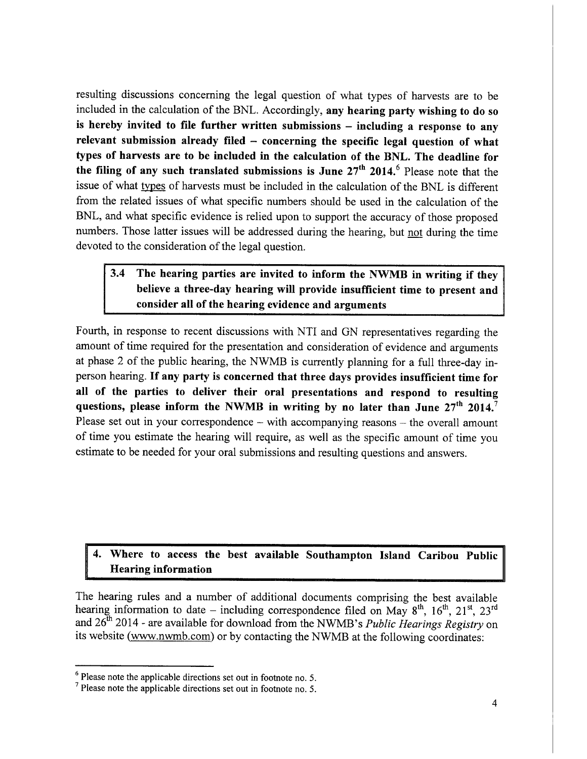resulting discussions concerning the legal question of what types of harvests are to be included in the calculation of the BNL. Accordingly, **any hearing party wishing to do so is hereby invited to file further written submissions – including a response to any relevant submission already filed – concerning the specific legal question of what types of harvests are to be included in the calculation of the BNL. The deadline for the filing of any such translated submissions is June 27th 2014.**[6] Please note that the issue of what types of harvests must be included in the calculation of the BNL is different from the related issues of what specific numbers should be used in the calculation of the BNL, and what specific evidence is relied upon to support the accuracy of those proposed numbers. Those latter issues will be addressed during the hearing, but not during the time devoted to the consideration of the legal question.

### 3.4 The hearing parties are invited to inform the NWMB in writing if they believe a three-day hearing will provide insufficient time to present and consider all of the hearing evidence and arguments

Fourth, in response to recent discussions with NTI and GN representatives regarding the amount of time required for the presentation and consideration of evidence and arguments at phase 2 of the public hearing, the NWMB is currently planning for a full three-day in-person hearing. **If any party is concerned that three days provides insufficient time for all of the parties to deliver their oral presentations and respond to resulting questions, please inform the NWMB in writing by no later than June 27th 2014.**[7] Please set out in your correspondence – with accompanying reasons – the overall amount of time you estimate the hearing will require, as well as the specific amount of time you estimate to be needed for your oral submissions and resulting questions and answers.

## 4. Where to access the best available Southampton Island Caribou Public Hearing information

The hearing rules and a number of additional documents comprising the best available hearing information to date – including correspondence filed on May 8th, 16th, 21st, 23rd and 26th 2014 - are available for download from the NWMB's *Public Hearings Registry* on its website (www.nwmb.com) or by contacting the NWMB at the following coordinates:

---

[6] Please note the applicable directions set out in footnote no. 5.

[7] Please note the applicable directions set out in footnote no. 5.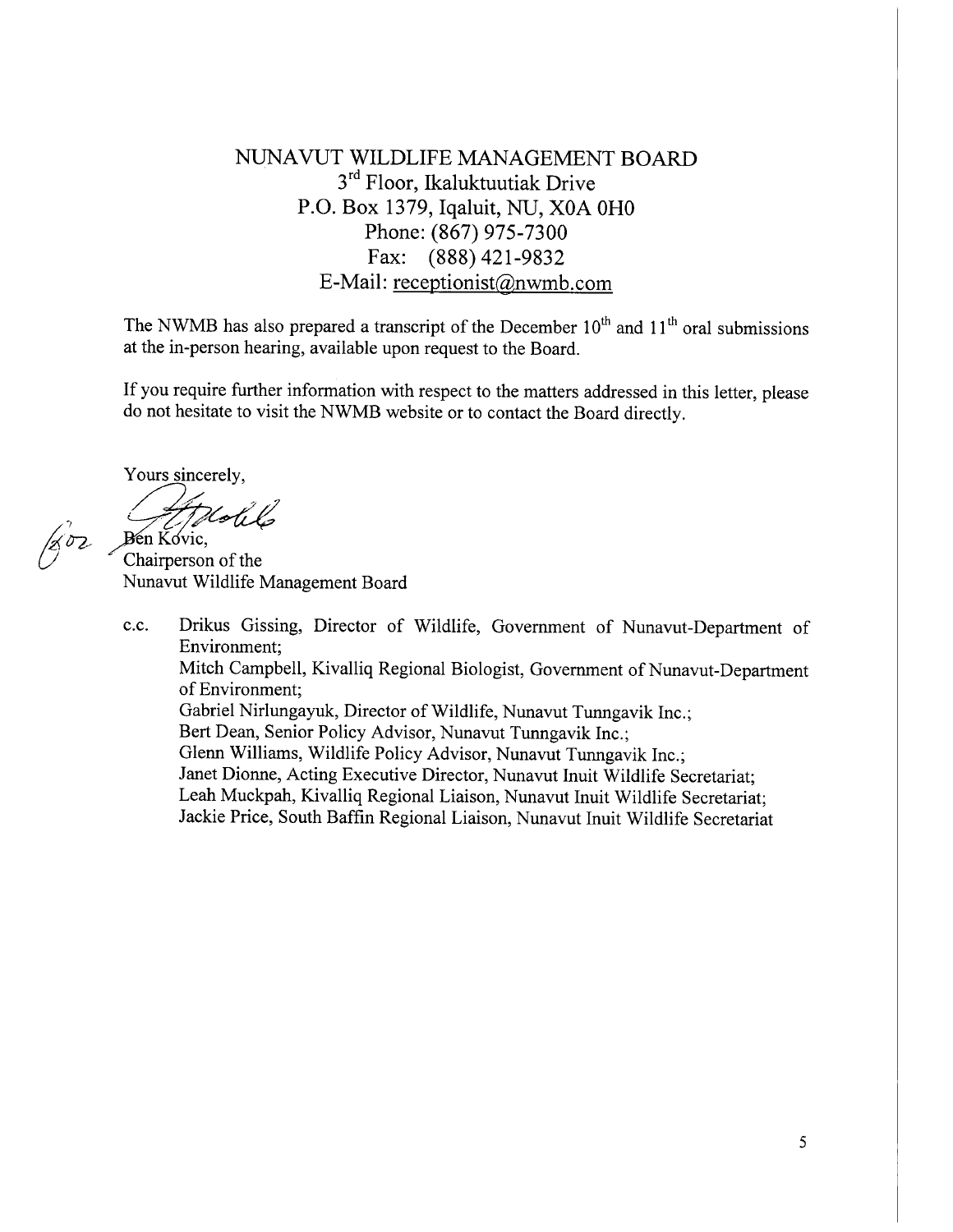NUNAVUT WILDLIFE MANAGEMENT BOARD
3rd Floor, Ikaluktuutiak Drive
P.O. Box 1379, Iqaluit, NU, X0A 0H0
Phone: (867) 975-7300
Fax: (888) 421-9832
E-Mail: receptionist@nwmb.com

The NWMB has also prepared a transcript of the December 10th and 11th oral submissions at the in-person hearing, available upon request to the Board.

If you require further information with respect to the matters addressed in this letter, please do not hesitate to visit the NWMB website or to contact the Board directly.

Yours sincerely,

for Ben Kovic,
Chairperson of the
Nunavut Wildlife Management Board

c.c. Drikus Gissing, Director of Wildlife, Government of Nunavut-Department of Environment;
Mitch Campbell, Kivalliq Regional Biologist, Government of Nunavut-Department of Environment;
Gabriel Nirlungayuk, Director of Wildlife, Nunavut Tunngavik Inc.;
Bert Dean, Senior Policy Advisor, Nunavut Tunngavik Inc.;
Glenn Williams, Wildlife Policy Advisor, Nunavut Tunngavik Inc.;
Janet Dionne, Acting Executive Director, Nunavut Inuit Wildlife Secretariat;
Leah Muckpah, Kivalliq Regional Liaison, Nunavut Inuit Wildlife Secretariat;
Jackie Price, South Baffin Regional Liaison, Nunavut Inuit Wildlife Secretariat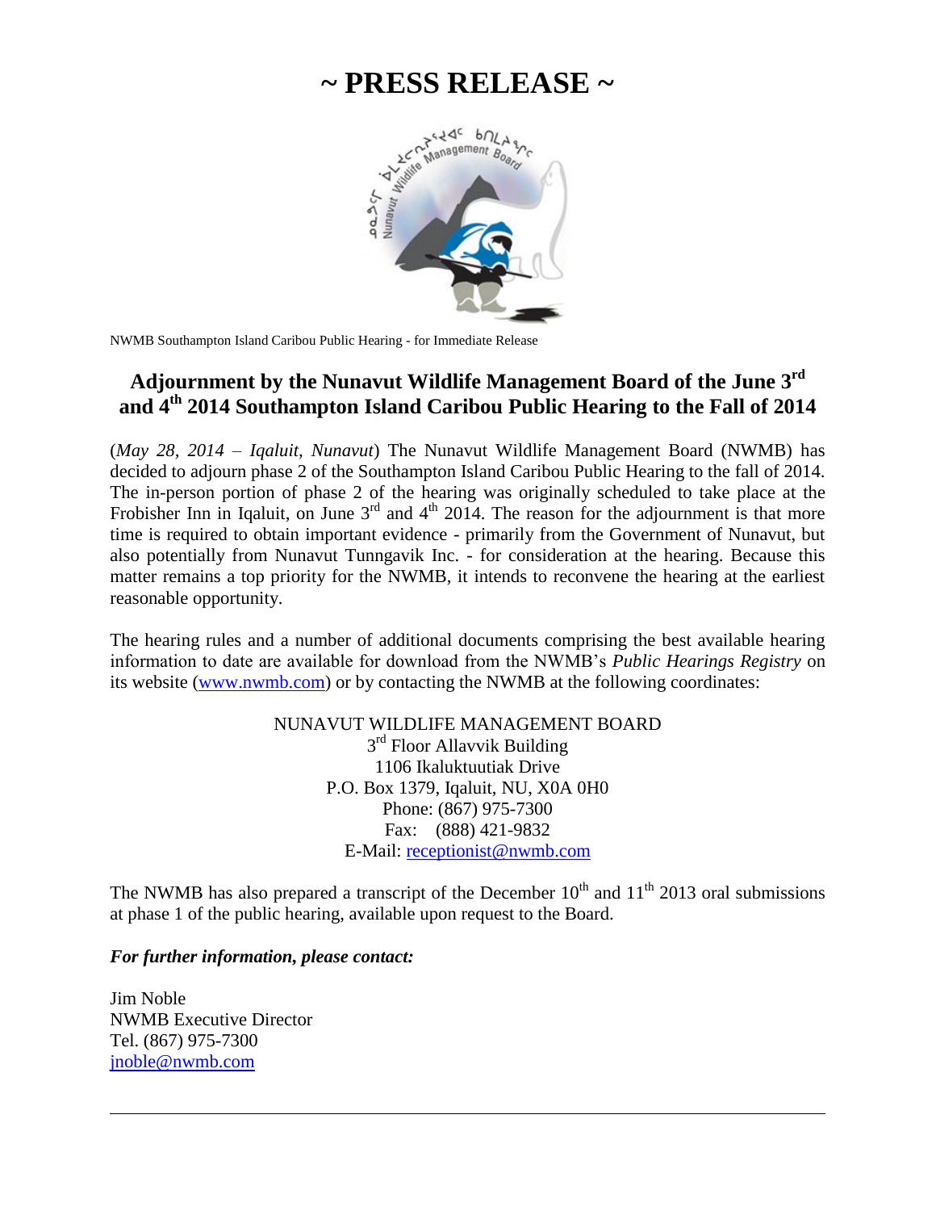# ~ PRESS RELEASE ~

NWMB Southampton Island Caribou Public Hearing - for Immediate Release

## Adjournment by the Nunavut Wildlife Management Board of the June 3rd and 4th 2014 Southampton Island Caribou Public Hearing to the Fall of 2014

(*May 28, 2014 – Iqaluit, Nunavut*) The Nunavut Wildlife Management Board (NWMB) has decided to adjourn phase 2 of the Southampton Island Caribou Public Hearing to the fall of 2014. The in-person portion of phase 2 of the hearing was originally scheduled to take place at the Frobisher Inn in Iqaluit, on June 3rd and 4th 2014. The reason for the adjournment is that more time is required to obtain important evidence - primarily from the Government of Nunavut, but also potentially from Nunavut Tunngavik Inc. - for consideration at the hearing. Because this matter remains a top priority for the NWMB, it intends to reconvene the hearing at the earliest reasonable opportunity.

The hearing rules and a number of additional documents comprising the best available hearing information to date are available for download from the NWMB's *Public Hearings Registry* on its website (www.nwmb.com) or by contacting the NWMB at the following coordinates:

NUNAVUT WILDLIFE MANAGEMENT BOARD
3rd Floor Allavvik Building
1106 Ikaluktuutiak Drive
P.O. Box 1379, Iqaluit, NU, X0A 0H0
Phone: (867) 975-7300
Fax: (888) 421-9832
E-Mail: receptionist@nwmb.com

The NWMB has also prepared a transcript of the December 10th and 11th 2013 oral submissions at phase 1 of the public hearing, available upon request to the Board.

***For further information, please contact:***

Jim Noble
NWMB Executive Director
Tel. (867) 975-7300
jnoble@nwmb.com